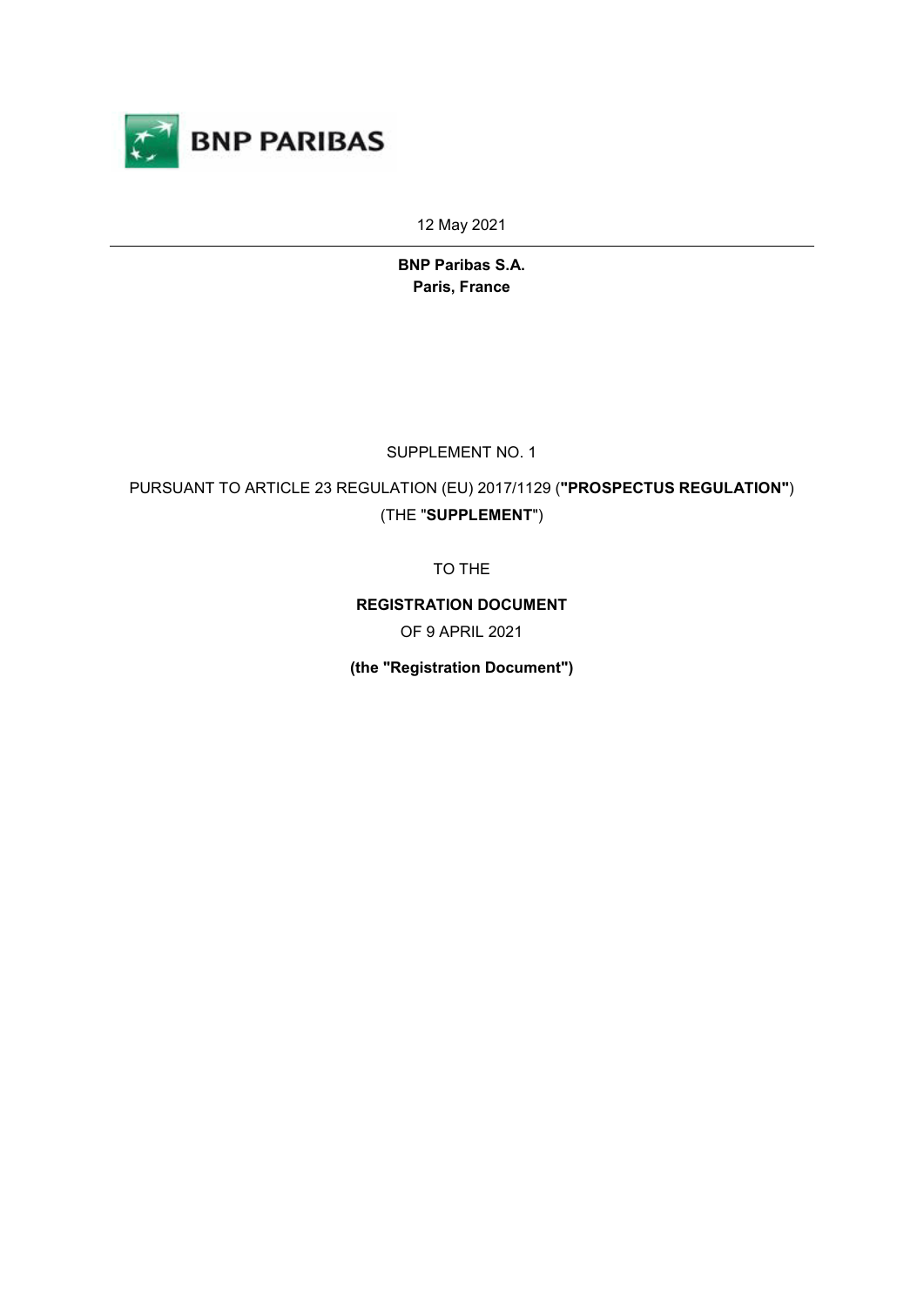12 May 2021

---

**BNP Paribas S.A.**
**Paris, France**

SUPPLEMENT NO. 1

PURSUANT TO ARTICLE 23 REGULATION (EU) 2017/1129 (**"PROSPECTUS REGULATION"**) (THE "**SUPPLEMENT**")

TO THE

**REGISTRATION DOCUMENT**

OF 9 APRIL 2021

**(the "Registration Document")**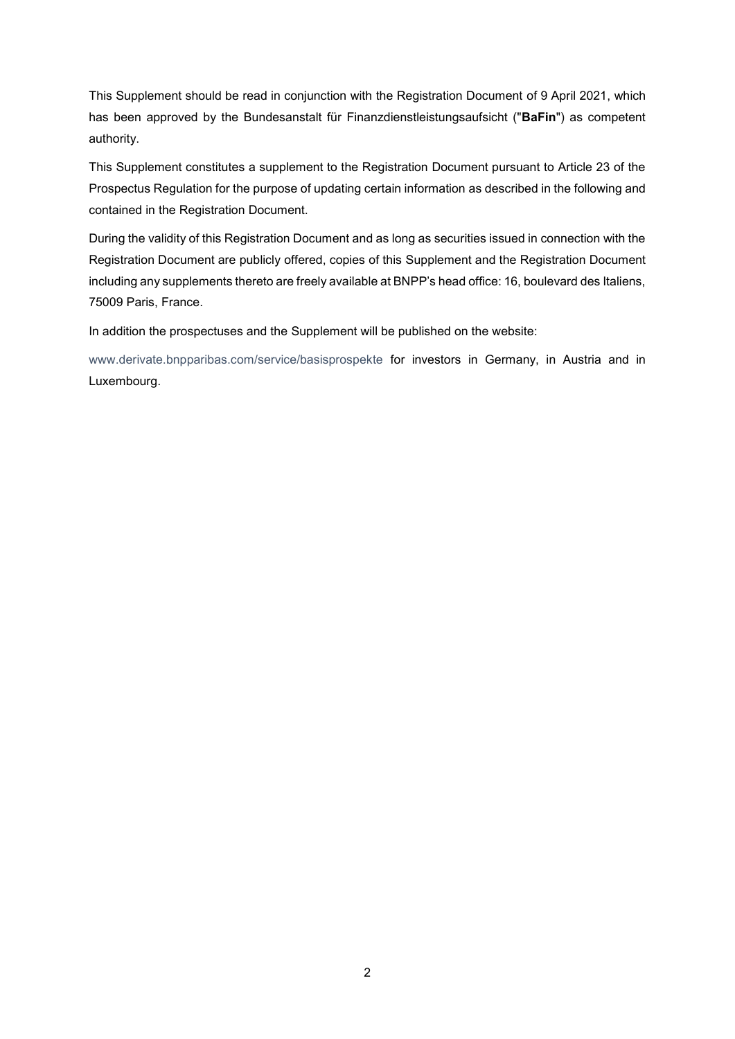This Supplement should be read in conjunction with the Registration Document of 9 April 2021, which has been approved by the Bundesanstalt für Finanzdienstleistungsaufsicht ("**BaFin**") as competent authority.

This Supplement constitutes a supplement to the Registration Document pursuant to Article 23 of the Prospectus Regulation for the purpose of updating certain information as described in the following and contained in the Registration Document.

During the validity of this Registration Document and as long as securities issued in connection with the Registration Document are publicly offered, copies of this Supplement and the Registration Document including any supplements thereto are freely available at BNPP's head office: 16, boulevard des Italiens, 75009 Paris, France.

In addition the prospectuses and the Supplement will be published on the website:

www.derivate.bnpparibas.com/service/basisprospekte for investors in Germany, in Austria and in Luxembourg.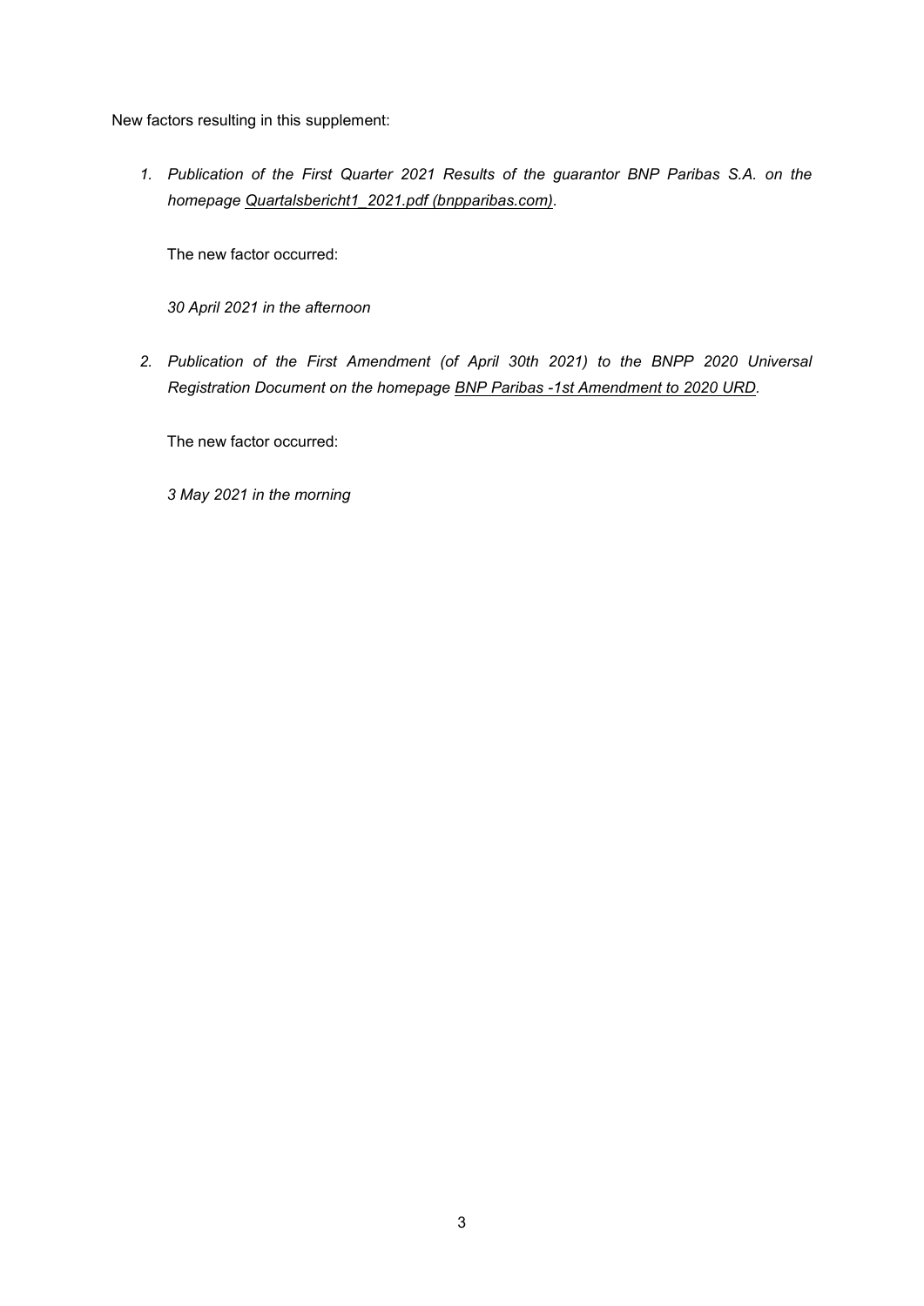New factors resulting in this supplement:

1. *Publication of the First Quarter 2021 Results of the guarantor BNP Paribas S.A. on the homepage Quartalsbericht1_2021.pdf (bnpparibas.com).*

   The new factor occurred:

   *30 April 2021 in the afternoon*

2. *Publication of the First Amendment (of April 30th 2021) to the BNPP 2020 Universal Registration Document on the homepage BNP Paribas -1st Amendment to 2020 URD.*

   The new factor occurred:

   *3 May 2021 in the morning*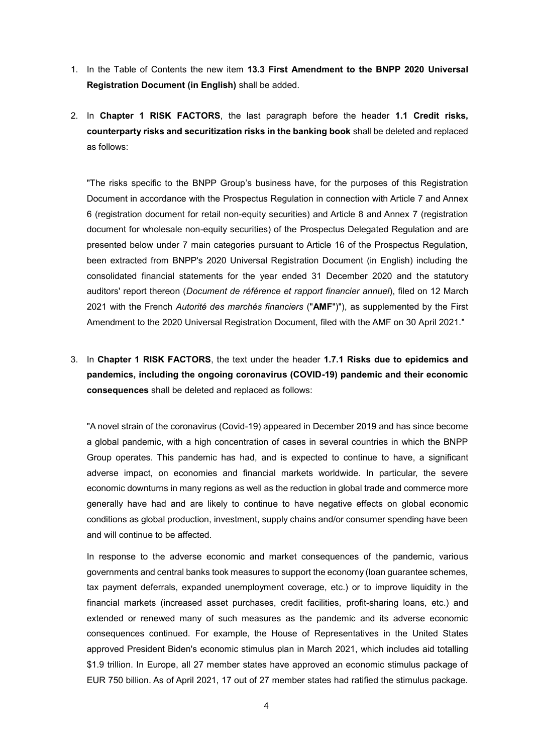1. In the Table of Contents the new item **13.3 First Amendment to the BNPP 2020 Universal Registration Document (in English)** shall be added.

2. In **Chapter 1 RISK FACTORS**, the last paragraph before the header **1.1 Credit risks, counterparty risks and securitization risks in the banking book** shall be deleted and replaced as follows:

   "The risks specific to the BNPP Group's business have, for the purposes of this Registration Document in accordance with the Prospectus Regulation in connection with Article 7 and Annex 6 (registration document for retail non-equity securities) and Article 8 and Annex 7 (registration document for wholesale non-equity securities) of the Prospectus Delegated Regulation and are presented below under 7 main categories pursuant to Article 16 of the Prospectus Regulation, been extracted from BNPP's 2020 Universal Registration Document (in English) including the consolidated financial statements for the year ended 31 December 2020 and the statutory auditors' report thereon (*Document de référence et rapport financier annuel*), filed on 12 March 2021 with the French *Autorité des marchés financiers* ("**AMF**")"), as supplemented by the First Amendment to the 2020 Universal Registration Document, filed with the AMF on 30 April 2021."

3. In **Chapter 1 RISK FACTORS**, the text under the header **1.7.1 Risks due to epidemics and pandemics, including the ongoing coronavirus (COVID-19) pandemic and their economic consequences** shall be deleted and replaced as follows:

   "A novel strain of the coronavirus (Covid-19) appeared in December 2019 and has since become a global pandemic, with a high concentration of cases in several countries in which the BNPP Group operates. This pandemic has had, and is expected to continue to have, a significant adverse impact, on economies and financial markets worldwide. In particular, the severe economic downturns in many regions as well as the reduction in global trade and commerce more generally have had and are likely to continue to have negative effects on global economic conditions as global production, investment, supply chains and/or consumer spending have been and will continue to be affected.

   In response to the adverse economic and market consequences of the pandemic, various governments and central banks took measures to support the economy (loan guarantee schemes, tax payment deferrals, expanded unemployment coverage, etc.) or to improve liquidity in the financial markets (increased asset purchases, credit facilities, profit-sharing loans, etc.) and extended or renewed many of such measures as the pandemic and its adverse economic consequences continued. For example, the House of Representatives in the United States approved President Biden's economic stimulus plan in March 2021, which includes aid totalling $1.9 trillion. In Europe, all 27 member states have approved an economic stimulus package of EUR 750 billion. As of April 2021, 17 out of 27 member states had ratified the stimulus package.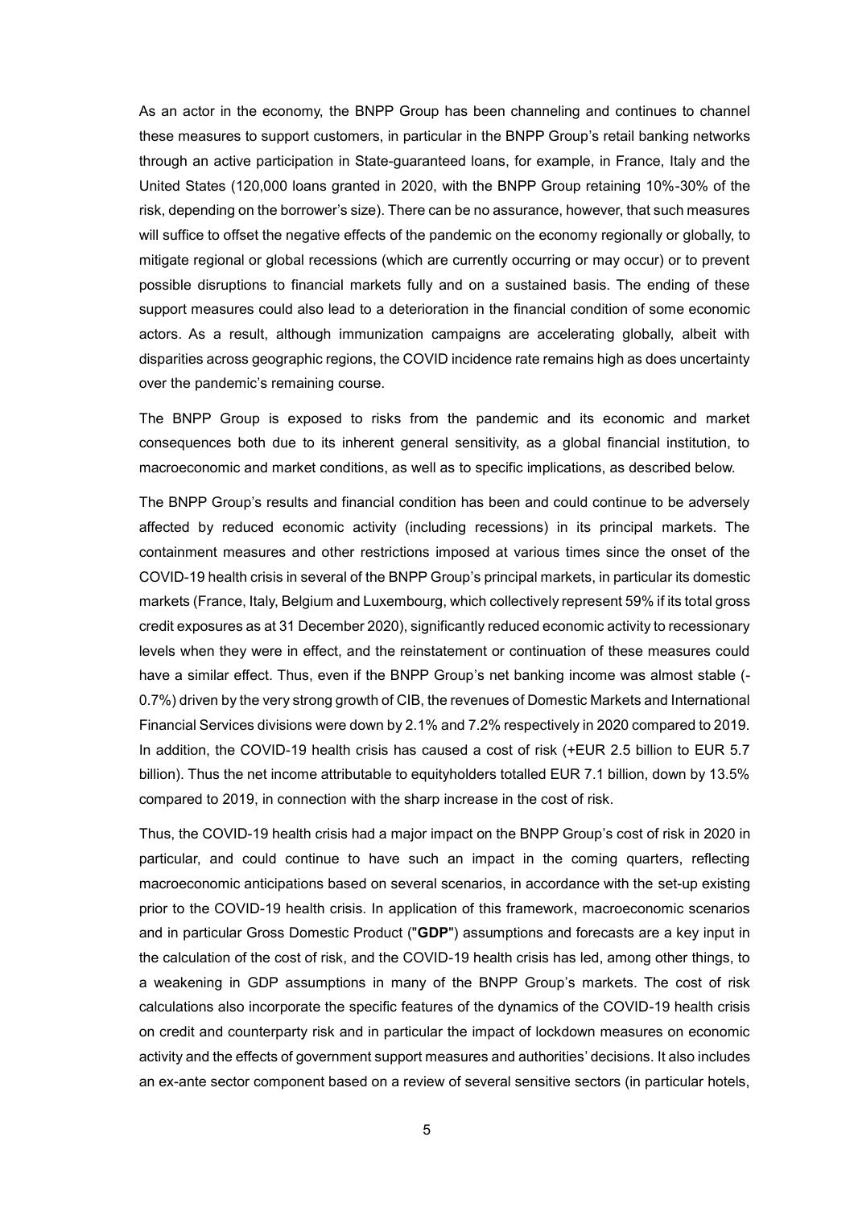As an actor in the economy, the BNPP Group has been channeling and continues to channel these measures to support customers, in particular in the BNPP Group's retail banking networks through an active participation in State-guaranteed loans, for example, in France, Italy and the United States (120,000 loans granted in 2020, with the BNPP Group retaining 10%-30% of the risk, depending on the borrower's size). There can be no assurance, however, that such measures will suffice to offset the negative effects of the pandemic on the economy regionally or globally, to mitigate regional or global recessions (which are currently occurring or may occur) or to prevent possible disruptions to financial markets fully and on a sustained basis. The ending of these support measures could also lead to a deterioration in the financial condition of some economic actors. As a result, although immunization campaigns are accelerating globally, albeit with disparities across geographic regions, the COVID incidence rate remains high as does uncertainty over the pandemic's remaining course.

The BNPP Group is exposed to risks from the pandemic and its economic and market consequences both due to its inherent general sensitivity, as a global financial institution, to macroeconomic and market conditions, as well as to specific implications, as described below.

The BNPP Group's results and financial condition has been and could continue to be adversely affected by reduced economic activity (including recessions) in its principal markets. The containment measures and other restrictions imposed at various times since the onset of the COVID-19 health crisis in several of the BNPP Group's principal markets, in particular its domestic markets (France, Italy, Belgium and Luxembourg, which collectively represent 59% if its total gross credit exposures as at 31 December 2020), significantly reduced economic activity to recessionary levels when they were in effect, and the reinstatement or continuation of these measures could have a similar effect. Thus, even if the BNPP Group's net banking income was almost stable (-0.7%) driven by the very strong growth of CIB, the revenues of Domestic Markets and International Financial Services divisions were down by 2.1% and 7.2% respectively in 2020 compared to 2019. In addition, the COVID-19 health crisis has caused a cost of risk (+EUR 2.5 billion to EUR 5.7 billion). Thus the net income attributable to equityholders totalled EUR 7.1 billion, down by 13.5% compared to 2019, in connection with the sharp increase in the cost of risk.

Thus, the COVID-19 health crisis had a major impact on the BNPP Group's cost of risk in 2020 in particular, and could continue to have such an impact in the coming quarters, reflecting macroeconomic anticipations based on several scenarios, in accordance with the set-up existing prior to the COVID-19 health crisis. In application of this framework, macroeconomic scenarios and in particular Gross Domestic Product ("**GDP**") assumptions and forecasts are a key input in the calculation of the cost of risk, and the COVID-19 health crisis has led, among other things, to a weakening in GDP assumptions in many of the BNPP Group's markets. The cost of risk calculations also incorporate the specific features of the dynamics of the COVID-19 health crisis on credit and counterparty risk and in particular the impact of lockdown measures on economic activity and the effects of government support measures and authorities' decisions. It also includes an ex-ante sector component based on a review of several sensitive sectors (in particular hotels,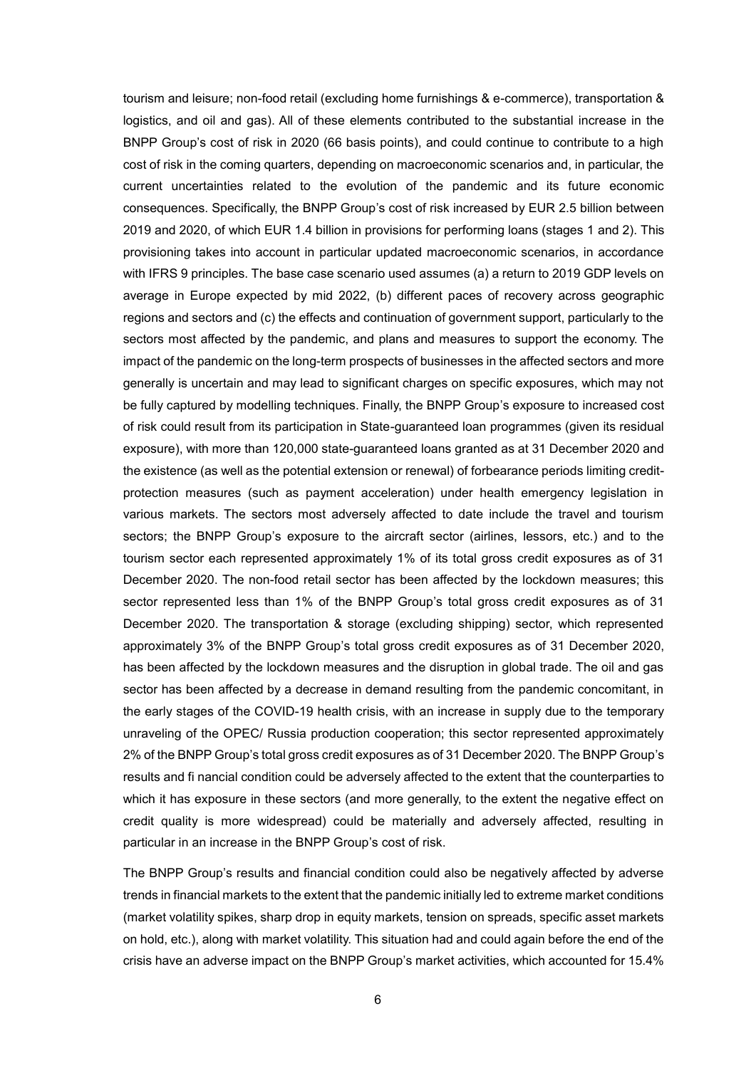tourism and leisure; non-food retail (excluding home furnishings & e-commerce), transportation & logistics, and oil and gas). All of these elements contributed to the substantial increase in the BNPP Group's cost of risk in 2020 (66 basis points), and could continue to contribute to a high cost of risk in the coming quarters, depending on macroeconomic scenarios and, in particular, the current uncertainties related to the evolution of the pandemic and its future economic consequences. Specifically, the BNPP Group's cost of risk increased by EUR 2.5 billion between 2019 and 2020, of which EUR 1.4 billion in provisions for performing loans (stages 1 and 2). This provisioning takes into account in particular updated macroeconomic scenarios, in accordance with IFRS 9 principles. The base case scenario used assumes (a) a return to 2019 GDP levels on average in Europe expected by mid 2022, (b) different paces of recovery across geographic regions and sectors and (c) the effects and continuation of government support, particularly to the sectors most affected by the pandemic, and plans and measures to support the economy. The impact of the pandemic on the long-term prospects of businesses in the affected sectors and more generally is uncertain and may lead to significant charges on specific exposures, which may not be fully captured by modelling techniques. Finally, the BNPP Group's exposure to increased cost of risk could result from its participation in State-guaranteed loan programmes (given its residual exposure), with more than 120,000 state-guaranteed loans granted as at 31 December 2020 and the existence (as well as the potential extension or renewal) of forbearance periods limiting credit-protection measures (such as payment acceleration) under health emergency legislation in various markets. The sectors most adversely affected to date include the travel and tourism sectors; the BNPP Group's exposure to the aircraft sector (airlines, lessors, etc.) and to the tourism sector each represented approximately 1% of its total gross credit exposures as of 31 December 2020. The non-food retail sector has been affected by the lockdown measures; this sector represented less than 1% of the BNPP Group's total gross credit exposures as of 31 December 2020. The transportation & storage (excluding shipping) sector, which represented approximately 3% of the BNPP Group's total gross credit exposures as of 31 December 2020, has been affected by the lockdown measures and the disruption in global trade. The oil and gas sector has been affected by a decrease in demand resulting from the pandemic concomitant, in the early stages of the COVID-19 health crisis, with an increase in supply due to the temporary unraveling of the OPEC/ Russia production cooperation; this sector represented approximately 2% of the BNPP Group's total gross credit exposures as of 31 December 2020. The BNPP Group's results and fi nancial condition could be adversely affected to the extent that the counterparties to which it has exposure in these sectors (and more generally, to the extent the negative effect on credit quality is more widespread) could be materially and adversely affected, resulting in particular in an increase in the BNPP Group's cost of risk.

The BNPP Group's results and financial condition could also be negatively affected by adverse trends in financial markets to the extent that the pandemic initially led to extreme market conditions (market volatility spikes, sharp drop in equity markets, tension on spreads, specific asset markets on hold, etc.), along with market volatility. This situation had and could again before the end of the crisis have an adverse impact on the BNPP Group's market activities, which accounted for 15.4%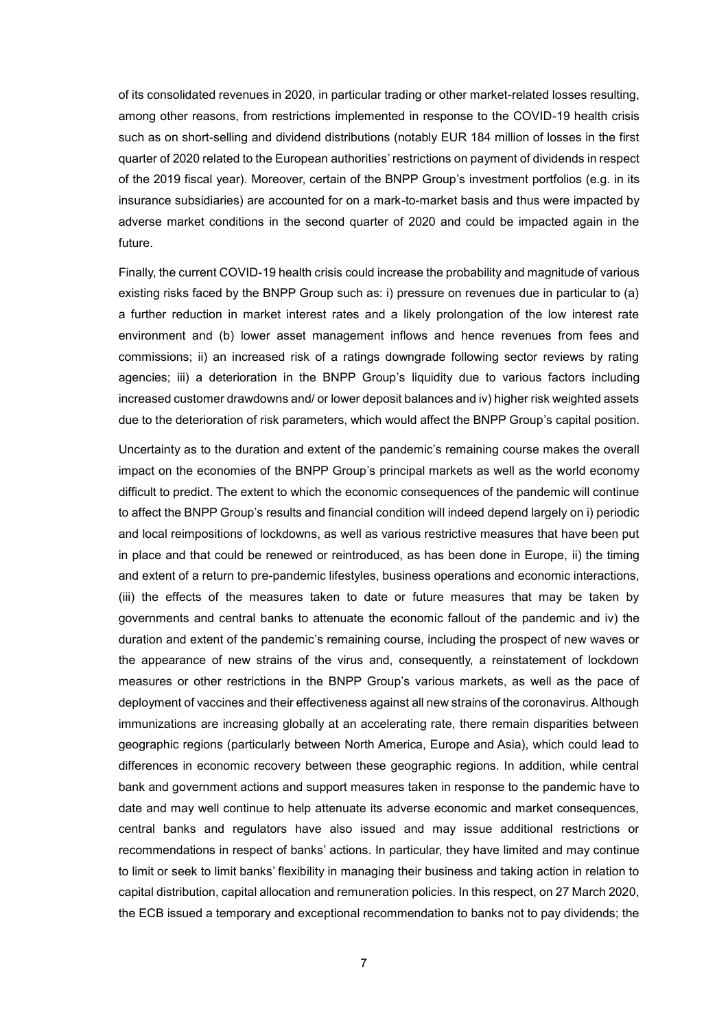of its consolidated revenues in 2020, in particular trading or other market-related losses resulting, among other reasons, from restrictions implemented in response to the COVID-19 health crisis such as on short-selling and dividend distributions (notably EUR 184 million of losses in the first quarter of 2020 related to the European authorities' restrictions on payment of dividends in respect of the 2019 fiscal year). Moreover, certain of the BNPP Group's investment portfolios (e.g. in its insurance subsidiaries) are accounted for on a mark-to-market basis and thus were impacted by adverse market conditions in the second quarter of 2020 and could be impacted again in the future.

Finally, the current COVID-19 health crisis could increase the probability and magnitude of various existing risks faced by the BNPP Group such as: i) pressure on revenues due in particular to (a) a further reduction in market interest rates and a likely prolongation of the low interest rate environment and (b) lower asset management inflows and hence revenues from fees and commissions; ii) an increased risk of a ratings downgrade following sector reviews by rating agencies; iii) a deterioration in the BNPP Group's liquidity due to various factors including increased customer drawdowns and/ or lower deposit balances and iv) higher risk weighted assets due to the deterioration of risk parameters, which would affect the BNPP Group's capital position.

Uncertainty as to the duration and extent of the pandemic's remaining course makes the overall impact on the economies of the BNPP Group's principal markets as well as the world economy difficult to predict. The extent to which the economic consequences of the pandemic will continue to affect the BNPP Group's results and financial condition will indeed depend largely on i) periodic and local reimpositions of lockdowns, as well as various restrictive measures that have been put in place and that could be renewed or reintroduced, as has been done in Europe, ii) the timing and extent of a return to pre-pandemic lifestyles, business operations and economic interactions, (iii) the effects of the measures taken to date or future measures that may be taken by governments and central banks to attenuate the economic fallout of the pandemic and iv) the duration and extent of the pandemic's remaining course, including the prospect of new waves or the appearance of new strains of the virus and, consequently, a reinstatement of lockdown measures or other restrictions in the BNPP Group's various markets, as well as the pace of deployment of vaccines and their effectiveness against all new strains of the coronavirus. Although immunizations are increasing globally at an accelerating rate, there remain disparities between geographic regions (particularly between North America, Europe and Asia), which could lead to differences in economic recovery between these geographic regions. In addition, while central bank and government actions and support measures taken in response to the pandemic have to date and may well continue to help attenuate its adverse economic and market consequences, central banks and regulators have also issued and may issue additional restrictions or recommendations in respect of banks' actions. In particular, they have limited and may continue to limit or seek to limit banks' flexibility in managing their business and taking action in relation to capital distribution, capital allocation and remuneration policies. In this respect, on 27 March 2020, the ECB issued a temporary and exceptional recommendation to banks not to pay dividends; the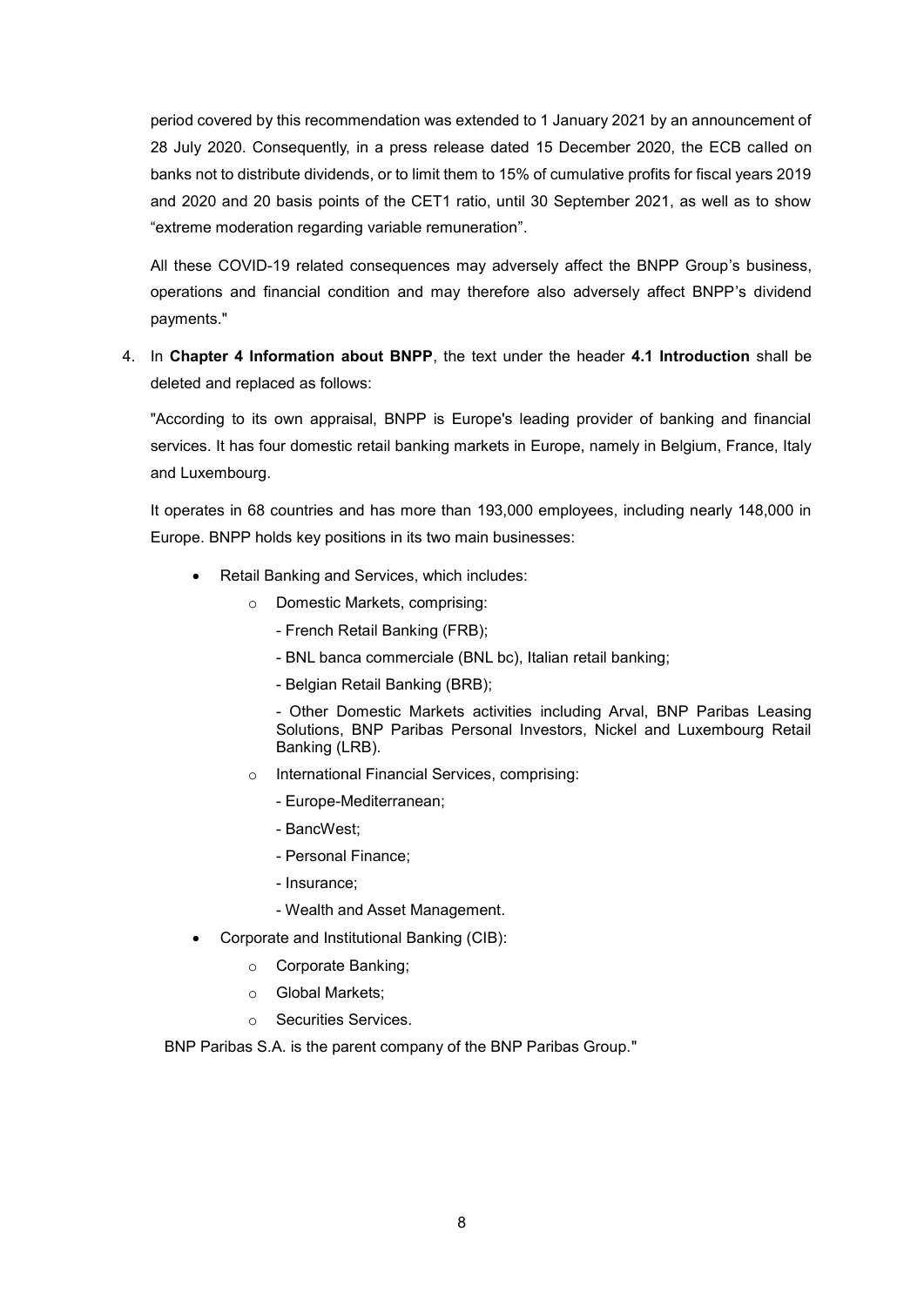period covered by this recommendation was extended to 1 January 2021 by an announcement of 28 July 2020. Consequently, in a press release dated 15 December 2020, the ECB called on banks not to distribute dividends, or to limit them to 15% of cumulative profits for fiscal years 2019 and 2020 and 20 basis points of the CET1 ratio, until 30 September 2021, as well as to show "extreme moderation regarding variable remuneration".

All these COVID-19 related consequences may adversely affect the BNPP Group's business, operations and financial condition and may therefore also adversely affect BNPP's dividend payments."

4. In **Chapter 4 Information about BNPP**, the text under the header **4.1 Introduction** shall be deleted and replaced as follows:

"According to its own appraisal, BNPP is Europe's leading provider of banking and financial services. It has four domestic retail banking markets in Europe, namely in Belgium, France, Italy and Luxembourg.

It operates in 68 countries and has more than 193,000 employees, including nearly 148,000 in Europe. BNPP holds key positions in its two main businesses:

- Retail Banking and Services, which includes:
  - Domestic Markets, comprising:
    - French Retail Banking (FRB);
    - BNL banca commerciale (BNL bc), Italian retail banking;
    - Belgian Retail Banking (BRB);
    - Other Domestic Markets activities including Arval, BNP Paribas Leasing Solutions, BNP Paribas Personal Investors, Nickel and Luxembourg Retail Banking (LRB).
  - International Financial Services, comprising:
    - Europe-Mediterranean;
    - BancWest;
    - Personal Finance;
    - Insurance;
    - Wealth and Asset Management.
- Corporate and Institutional Banking (CIB):
  - Corporate Banking;
  - Global Markets;
  - Securities Services.

BNP Paribas S.A. is the parent company of the BNP Paribas Group."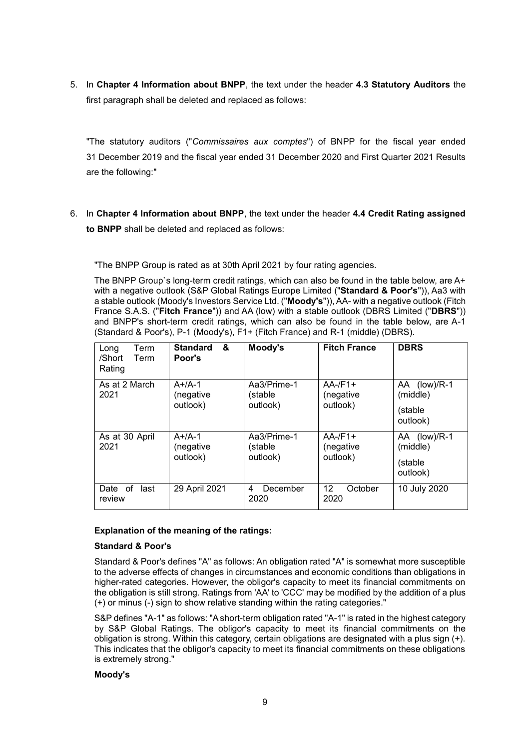5. In **Chapter 4 Information about BNPP**, the text under the header **4.3 Statutory Auditors** the first paragraph shall be deleted and replaced as follows:

"The statutory auditors ("*Commissaires aux comptes*") of BNPP for the fiscal year ended 31 December 2019 and the fiscal year ended 31 December 2020 and First Quarter 2021 Results are the following:"

6. In **Chapter 4 Information about BNPP**, the text under the header **4.4 Credit Rating assigned to BNPP** shall be deleted and replaced as follows:

"The BNPP Group is rated as at 30th April 2021 by four rating agencies.

The BNPP Group`s long-term credit ratings, which can also be found in the table below, are A+ with a negative outlook (S&P Global Ratings Europe Limited ("**Standard & Poor's**")), Aa3 with a stable outlook (Moody's Investors Service Ltd. ("**Moody's**")), AA- with a negative outlook (Fitch France S.A.S. ("**Fitch France**")) and AA (low) with a stable outlook (DBRS Limited ("**DBRS**")) and BNPP's short-term credit ratings, which can also be found in the table below, are A-1 (Standard & Poor's), P-1 (Moody's), F1+ (Fitch France) and R-1 (middle) (DBRS).

| Long Term /Short Term Rating | **Standard & Poor's** | **Moody's** | **Fitch France** | **DBRS** |
|---|---|---|---|---|
| As at 2 March 2021 | A+/A-1 (negative outlook) | Aa3/Prime-1 (stable outlook) | AA-/F1+ (negative outlook) | AA (low)/R-1 (middle) (stable outlook) |
| As at 30 April 2021 | A+/A-1 (negative outlook) | Aa3/Prime-1 (stable outlook) | AA-/F1+ (negative outlook) | AA (low)/R-1 (middle) (stable outlook) |
| Date of last review | 29 April 2021 | 4 December 2020 | 12 October 2020 | 10 July 2020 |

**Explanation of the meaning of the ratings:**

**Standard & Poor's**

Standard & Poor's defines "A" as follows: An obligation rated "A" is somewhat more susceptible to the adverse effects of changes in circumstances and economic conditions than obligations in higher-rated categories. However, the obligor's capacity to meet its financial commitments on the obligation is still strong. Ratings from 'AA' to 'CCC' may be modified by the addition of a plus (+) or minus (-) sign to show relative standing within the rating categories."

S&P defines "A-1" as follows: "A short-term obligation rated "A-1" is rated in the highest category by S&P Global Ratings. The obligor's capacity to meet its financial commitments on the obligation is strong. Within this category, certain obligations are designated with a plus sign (+). This indicates that the obligor's capacity to meet its financial commitments on these obligations is extremely strong."

**Moody's**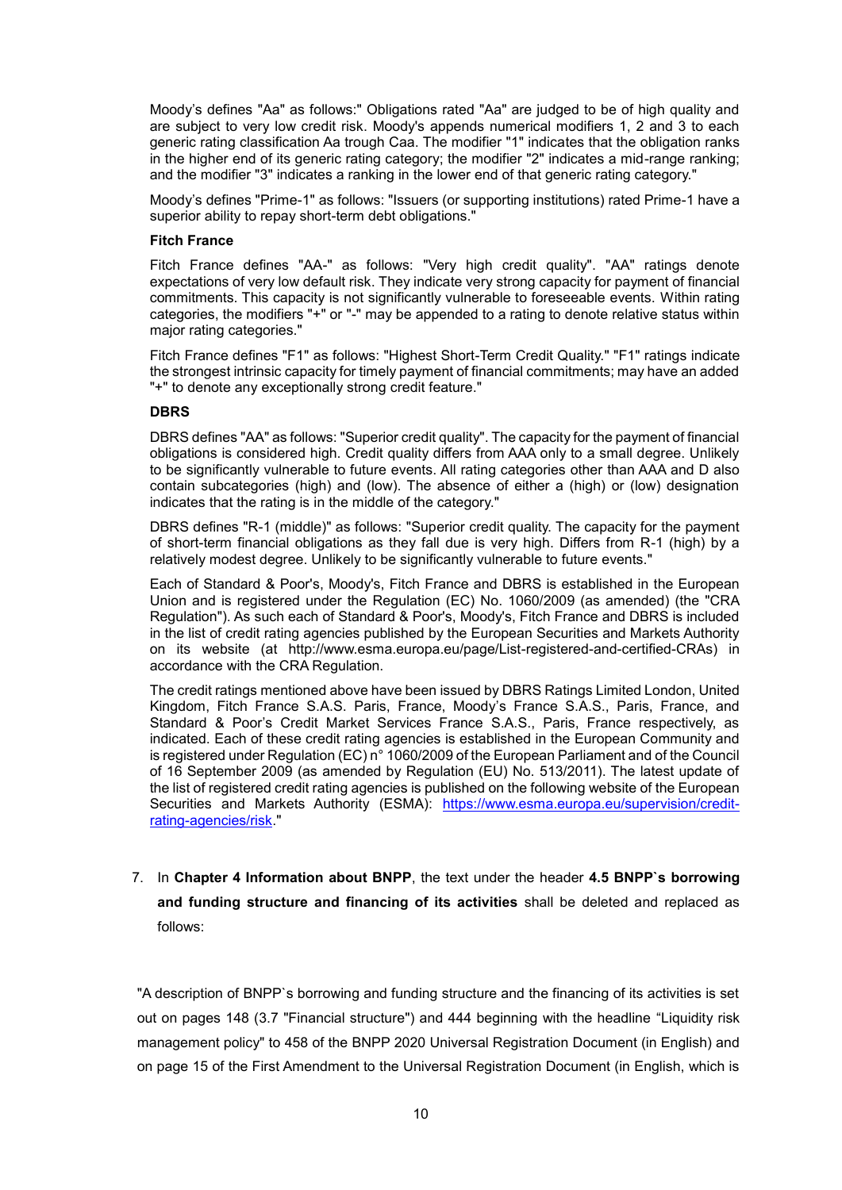Moody's defines "Aa" as follows:" Obligations rated "Aa" are judged to be of high quality and are subject to very low credit risk. Moody's appends numerical modifiers 1, 2 and 3 to each generic rating classification Aa trough Caa. The modifier "1" indicates that the obligation ranks in the higher end of its generic rating category; the modifier "2" indicates a mid-range ranking; and the modifier "3" indicates a ranking in the lower end of that generic rating category."

Moody's defines "Prime-1" as follows: "Issuers (or supporting institutions) rated Prime-1 have a superior ability to repay short-term debt obligations."

**Fitch France**

Fitch France defines "AA-" as follows: "Very high credit quality". "AA" ratings denote expectations of very low default risk. They indicate very strong capacity for payment of financial commitments. This capacity is not significantly vulnerable to foreseeable events. Within rating categories, the modifiers "+" or "-" may be appended to a rating to denote relative status within major rating categories."

Fitch France defines "F1" as follows: "Highest Short-Term Credit Quality." "F1" ratings indicate the strongest intrinsic capacity for timely payment of financial commitments; may have an added "+" to denote any exceptionally strong credit feature."

**DBRS**

DBRS defines "AA" as follows: "Superior credit quality". The capacity for the payment of financial obligations is considered high. Credit quality differs from AAA only to a small degree. Unlikely to be significantly vulnerable to future events. All rating categories other than AAA and D also contain subcategories (high) and (low). The absence of either a (high) or (low) designation indicates that the rating is in the middle of the category."

DBRS defines "R-1 (middle)" as follows: "Superior credit quality. The capacity for the payment of short-term financial obligations as they fall due is very high. Differs from R-1 (high) by a relatively modest degree. Unlikely to be significantly vulnerable to future events."

Each of Standard & Poor's, Moody's, Fitch France and DBRS is established in the European Union and is registered under the Regulation (EC) No. 1060/2009 (as amended) (the "CRA Regulation"). As such each of Standard & Poor's, Moody's, Fitch France and DBRS is included in the list of credit rating agencies published by the European Securities and Markets Authority on its website (at http://www.esma.europa.eu/page/List-registered-and-certified-CRAs) in accordance with the CRA Regulation.

The credit ratings mentioned above have been issued by DBRS Ratings Limited London, United Kingdom, Fitch France S.A.S. Paris, France, Moody's France S.A.S., Paris, France, and Standard & Poor's Credit Market Services France S.A.S., Paris, France respectively, as indicated. Each of these credit rating agencies is established in the European Community and is registered under Regulation (EC) n° 1060/2009 of the European Parliament and of the Council of 16 September 2009 (as amended by Regulation (EU) No. 513/2011). The latest update of the list of registered credit rating agencies is published on the following website of the European Securities and Markets Authority (ESMA): https://www.esma.europa.eu/supervision/credit-rating-agencies/risk."

7. In **Chapter 4 Information about BNPP**, the text under the header **4.5 BNPP`s borrowing and funding structure and financing of its activities** shall be deleted and replaced as follows:

"A description of BNPP`s borrowing and funding structure and the financing of its activities is set out on pages 148 (3.7 "Financial structure") and 444 beginning with the headline "Liquidity risk management policy" to 458 of the BNPP 2020 Universal Registration Document (in English) and on page 15 of the First Amendment to the Universal Registration Document (in English, which is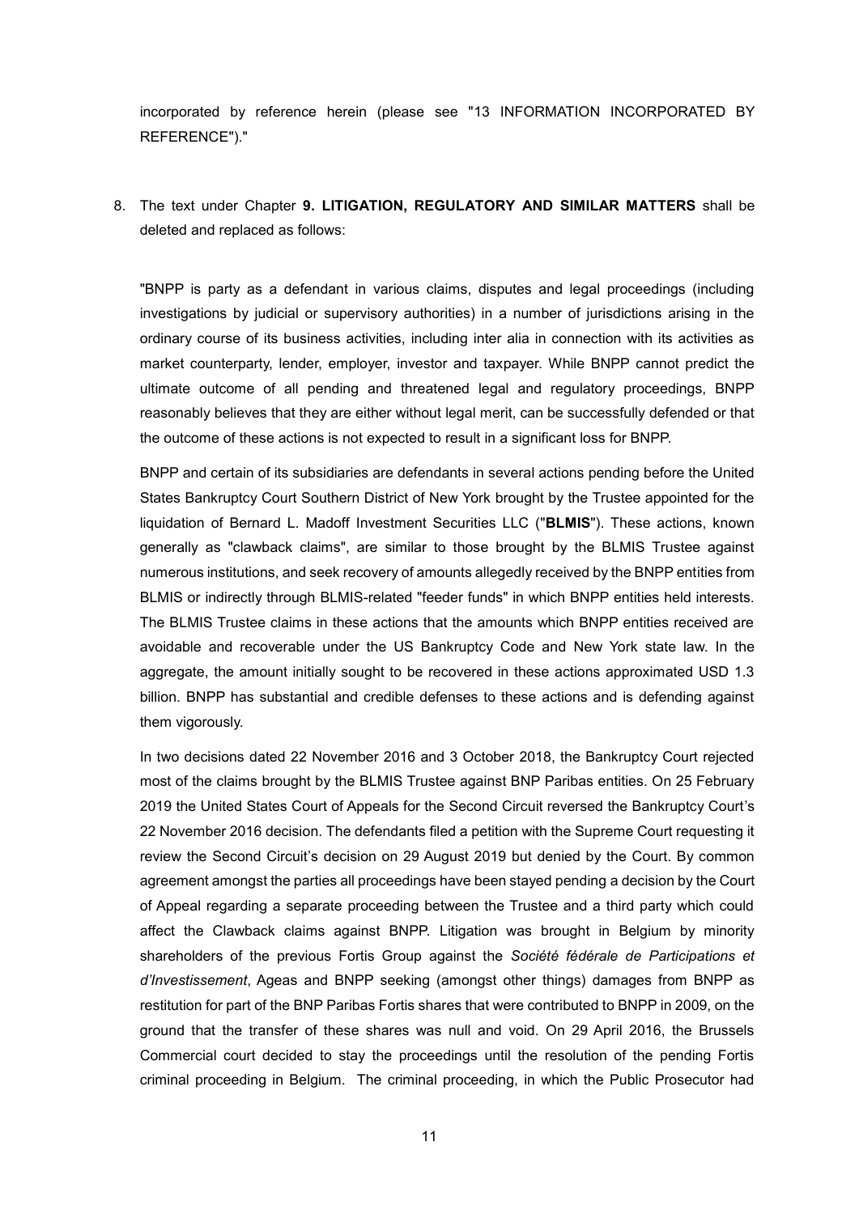incorporated by reference herein (please see "13 INFORMATION INCORPORATED BY REFERENCE")."

8. The text under Chapter **9. LITIGATION, REGULATORY AND SIMILAR MATTERS** shall be deleted and replaced as follows:

"BNPP is party as a defendant in various claims, disputes and legal proceedings (including investigations by judicial or supervisory authorities) in a number of jurisdictions arising in the ordinary course of its business activities, including inter alia in connection with its activities as market counterparty, lender, employer, investor and taxpayer. While BNPP cannot predict the ultimate outcome of all pending and threatened legal and regulatory proceedings, BNPP reasonably believes that they are either without legal merit, can be successfully defended or that the outcome of these actions is not expected to result in a significant loss for BNPP.

BNPP and certain of its subsidiaries are defendants in several actions pending before the United States Bankruptcy Court Southern District of New York brought by the Trustee appointed for the liquidation of Bernard L. Madoff Investment Securities LLC ("**BLMIS**"). These actions, known generally as "clawback claims", are similar to those brought by the BLMIS Trustee against numerous institutions, and seek recovery of amounts allegedly received by the BNPP entities from BLMIS or indirectly through BLMIS-related "feeder funds" in which BNPP entities held interests. The BLMIS Trustee claims in these actions that the amounts which BNPP entities received are avoidable and recoverable under the US Bankruptcy Code and New York state law. In the aggregate, the amount initially sought to be recovered in these actions approximated USD 1.3 billion. BNPP has substantial and credible defenses to these actions and is defending against them vigorously.

In two decisions dated 22 November 2016 and 3 October 2018, the Bankruptcy Court rejected most of the claims brought by the BLMIS Trustee against BNP Paribas entities. On 25 February 2019 the United States Court of Appeals for the Second Circuit reversed the Bankruptcy Court's 22 November 2016 decision. The defendants filed a petition with the Supreme Court requesting it review the Second Circuit's decision on 29 August 2019 but denied by the Court. By common agreement amongst the parties all proceedings have been stayed pending a decision by the Court of Appeal regarding a separate proceeding between the Trustee and a third party which could affect the Clawback claims against BNPP. Litigation was brought in Belgium by minority shareholders of the previous Fortis Group against the *Société fédérale de Participations et d'Investissement*, Ageas and BNPP seeking (amongst other things) damages from BNPP as restitution for part of the BNP Paribas Fortis shares that were contributed to BNPP in 2009, on the ground that the transfer of these shares was null and void. On 29 April 2016, the Brussels Commercial court decided to stay the proceedings until the resolution of the pending Fortis criminal proceeding in Belgium. The criminal proceeding, in which the Public Prosecutor had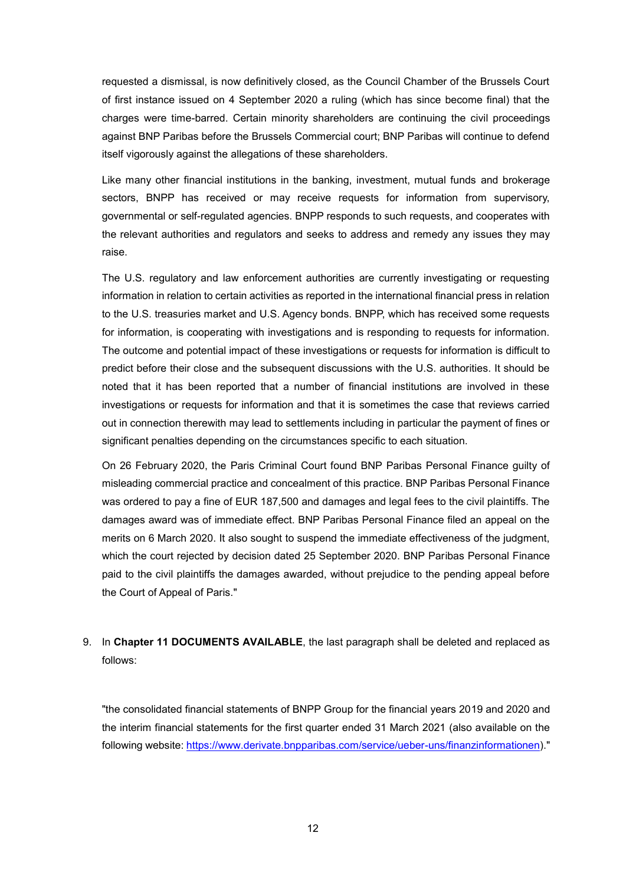requested a dismissal, is now definitively closed, as the Council Chamber of the Brussels Court of first instance issued on 4 September 2020 a ruling (which has since become final) that the charges were time-barred. Certain minority shareholders are continuing the civil proceedings against BNP Paribas before the Brussels Commercial court; BNP Paribas will continue to defend itself vigorously against the allegations of these shareholders.

Like many other financial institutions in the banking, investment, mutual funds and brokerage sectors, BNPP has received or may receive requests for information from supervisory, governmental or self-regulated agencies. BNPP responds to such requests, and cooperates with the relevant authorities and regulators and seeks to address and remedy any issues they may raise.

The U.S. regulatory and law enforcement authorities are currently investigating or requesting information in relation to certain activities as reported in the international financial press in relation to the U.S. treasuries market and U.S. Agency bonds. BNPP, which has received some requests for information, is cooperating with investigations and is responding to requests for information. The outcome and potential impact of these investigations or requests for information is difficult to predict before their close and the subsequent discussions with the U.S. authorities. It should be noted that it has been reported that a number of financial institutions are involved in these investigations or requests for information and that it is sometimes the case that reviews carried out in connection therewith may lead to settlements including in particular the payment of fines or significant penalties depending on the circumstances specific to each situation.

On 26 February 2020, the Paris Criminal Court found BNP Paribas Personal Finance guilty of misleading commercial practice and concealment of this practice. BNP Paribas Personal Finance was ordered to pay a fine of EUR 187,500 and damages and legal fees to the civil plaintiffs. The damages award was of immediate effect. BNP Paribas Personal Finance filed an appeal on the merits on 6 March 2020. It also sought to suspend the immediate effectiveness of the judgment, which the court rejected by decision dated 25 September 2020. BNP Paribas Personal Finance paid to the civil plaintiffs the damages awarded, without prejudice to the pending appeal before the Court of Appeal of Paris."

9. In **Chapter 11 DOCUMENTS AVAILABLE**, the last paragraph shall be deleted and replaced as follows:

"the consolidated financial statements of BNPP Group for the financial years 2019 and 2020 and the interim financial statements for the first quarter ended 31 March 2021 (also available on the following website: https://www.derivate.bnpparibas.com/service/ueber-uns/finanzinformationen)."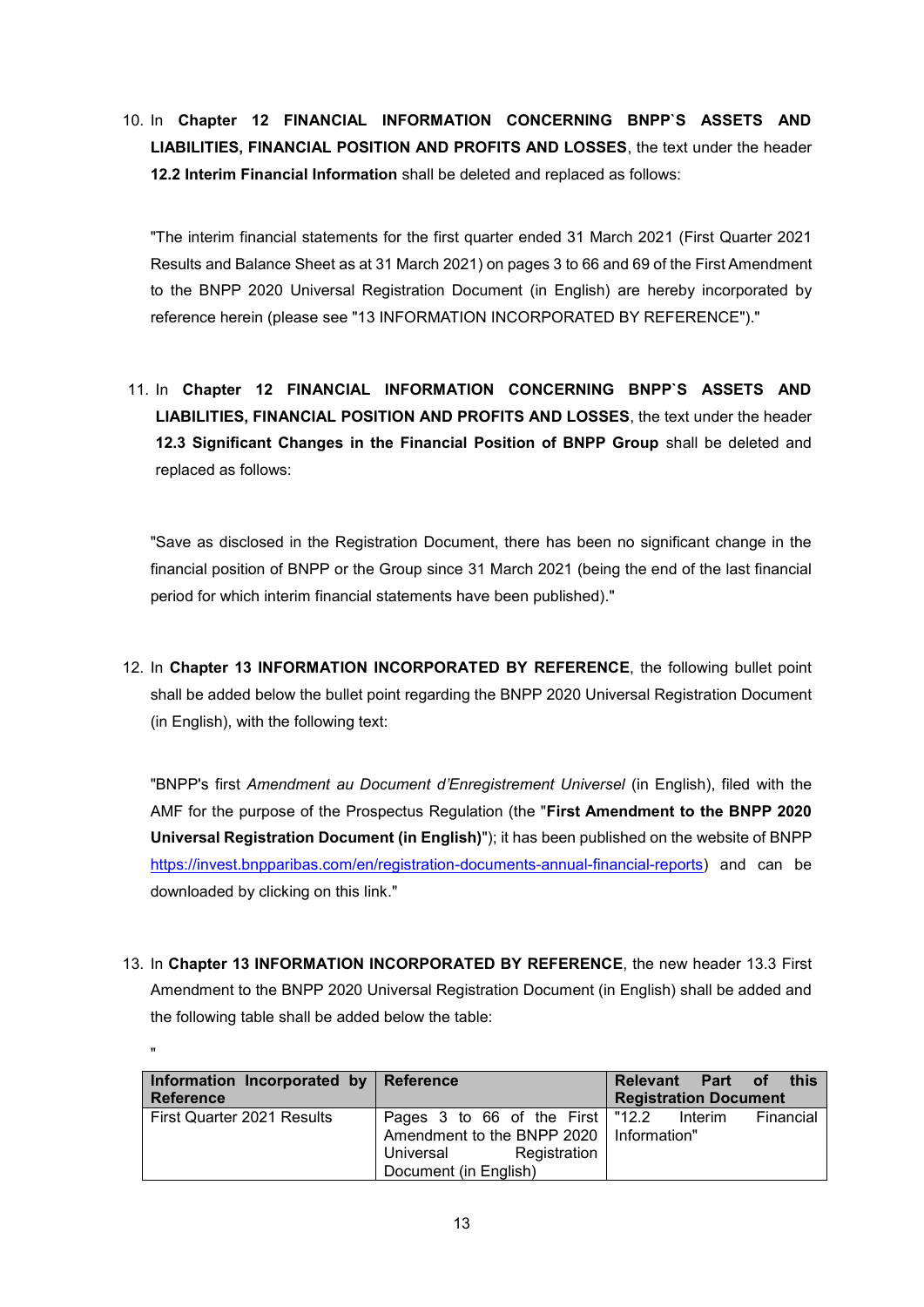10. In **Chapter 12 FINANCIAL INFORMATION CONCERNING BNPP`S ASSETS AND LIABILITIES, FINANCIAL POSITION AND PROFITS AND LOSSES**, the text under the header **12.2 Interim Financial Information** shall be deleted and replaced as follows:

"The interim financial statements for the first quarter ended 31 March 2021 (First Quarter 2021 Results and Balance Sheet as at 31 March 2021) on pages 3 to 66 and 69 of the First Amendment to the BNPP 2020 Universal Registration Document (in English) are hereby incorporated by reference herein (please see "13 INFORMATION INCORPORATED BY REFERENCE")."

11. In **Chapter 12 FINANCIAL INFORMATION CONCERNING BNPP`S ASSETS AND LIABILITIES, FINANCIAL POSITION AND PROFITS AND LOSSES**, the text under the header **12.3 Significant Changes in the Financial Position of BNPP Group** shall be deleted and replaced as follows:

"Save as disclosed in the Registration Document, there has been no significant change in the financial position of BNPP or the Group since 31 March 2021 (being the end of the last financial period for which interim financial statements have been published)."

12. In **Chapter 13 INFORMATION INCORPORATED BY REFERENCE**, the following bullet point shall be added below the bullet point regarding the BNPP 2020 Universal Registration Document (in English), with the following text:

"BNPP's first *Amendment au Document d'Enregistrement Universel* (in English), filed with the AMF for the purpose of the Prospectus Regulation (the "**First Amendment to the BNPP 2020 Universal Registration Document (in English)**"); it has been published on the website of BNPP https://invest.bnpparibas.com/en/registration-documents-annual-financial-reports) and can be downloaded by clicking on this link."

13. In **Chapter 13 INFORMATION INCORPORATED BY REFERENCE**, the new header 13.3 First Amendment to the BNPP 2020 Universal Registration Document (in English) shall be added and the following table shall be added below the table:

"

| Information Incorporated by Reference | Reference | Relevant Part of this Registration Document |
|---|---|---|
| First Quarter 2021 Results | Pages 3 to 66 of the First Amendment to the BNPP 2020 Universal Registration Document (in English) | "12.2 Interim Financial Information" |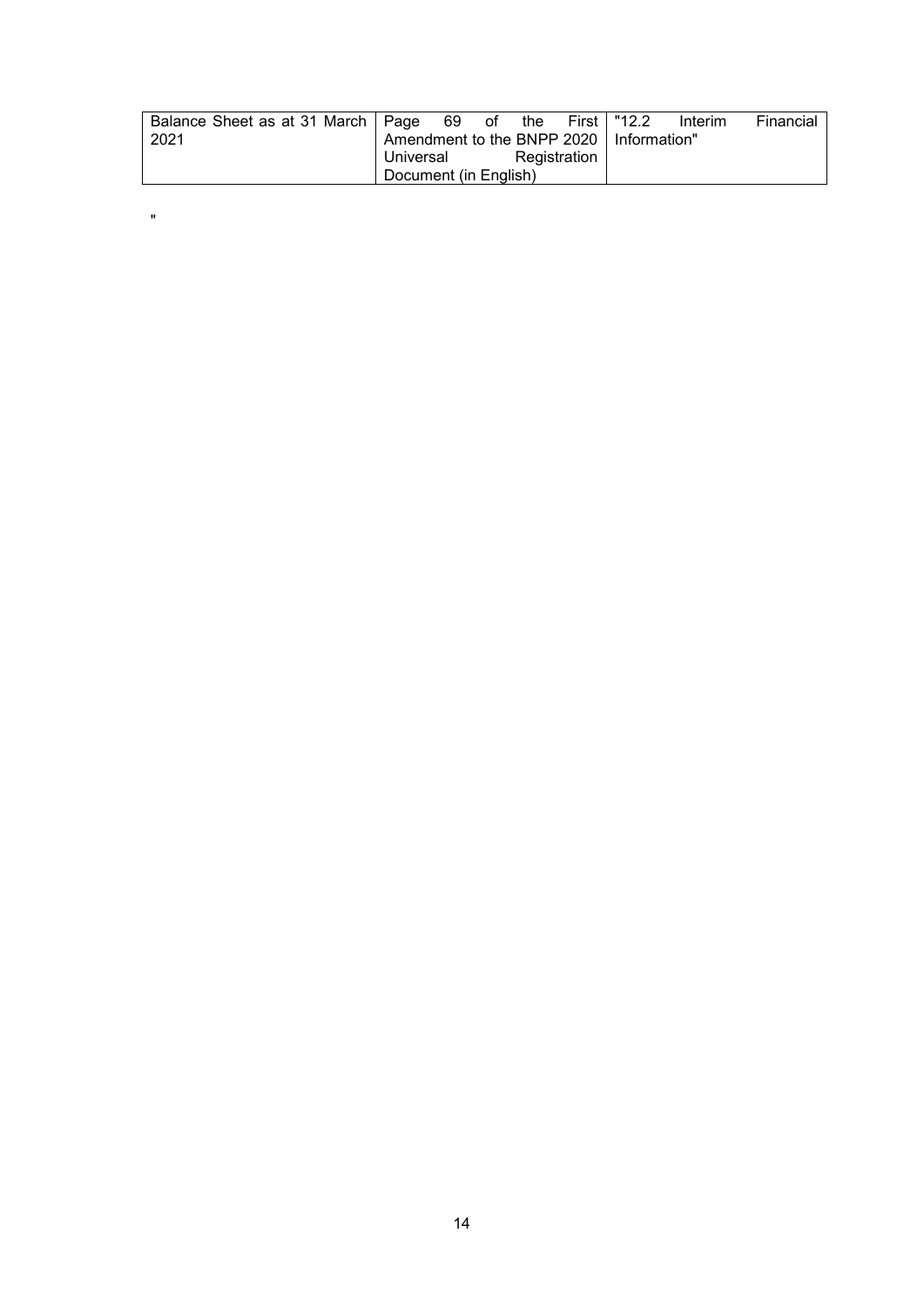| | | |
|---|---|---|
| Balance Sheet as at 31 March 2021 | Page 69 of the First Amendment to the BNPP 2020 Universal Registration Document (in English) | "12.2 Interim Financial Information" |

"